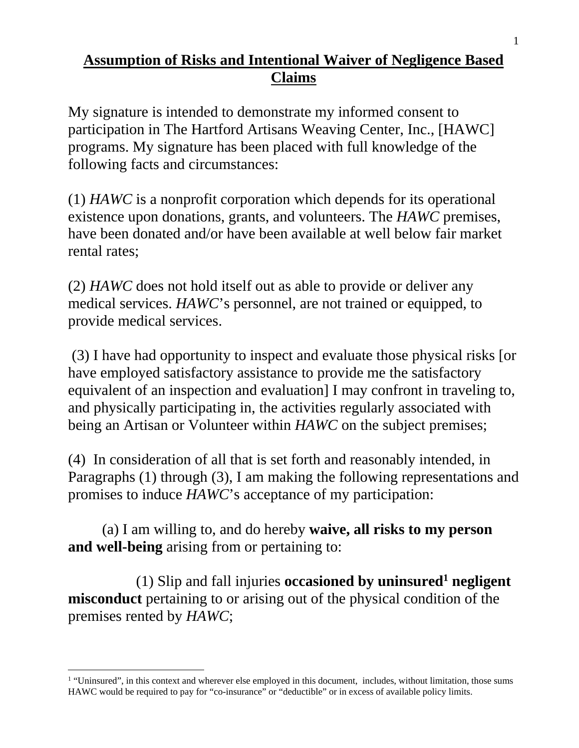# <u>Assumption of Risks and Intentional Waiver of Negligence Based Claims</u>

My signature is intended to demonstrate my informed consent to participation in The Hartford Artisans Weaving Center, Inc., [HAWC] programs. My signature has been placed with full knowledge of the following facts and circumstances:

(1) *HAWC* is a nonprofit corporation which depends for its operational existence upon donations, grants, and volunteers. The *HAWC* premises, have been donated and/or have been available at well below fair market rental rates;

(2) *HAWC* does not hold itself out as able to provide or deliver any medical services. *HAWC*'s personnel, are not trained or equipped, to provide medical services.

(3) I have had opportunity to inspect and evaluate those physical risks [or have employed satisfactory assistance to provide me the satisfactory equivalent of an inspection and evaluation] I may confront in traveling to, and physically participating in, the activities regularly associated with being an Artisan or Volunteer within *HAWC* on the subject premises;

(4) In consideration of all that is set forth and reasonably intended, in Paragraphs (1) through (3), I am making the following representations and promises to induce *HAWC*'s acceptance of my participation:

(a) I am willing to, and do hereby **waive, all risks to my person and well-being** arising from or pertaining to:

(1) Slip and fall injuries **occasioned by uninsured[1] negligent misconduct** pertaining to or arising out of the physical condition of the premises rented by *HAWC*;

[1] "Uninsured", in this context and wherever else employed in this document, includes, without limitation, those sums HAWC would be required to pay for "co-insurance" or "deductible" or in excess of available policy limits.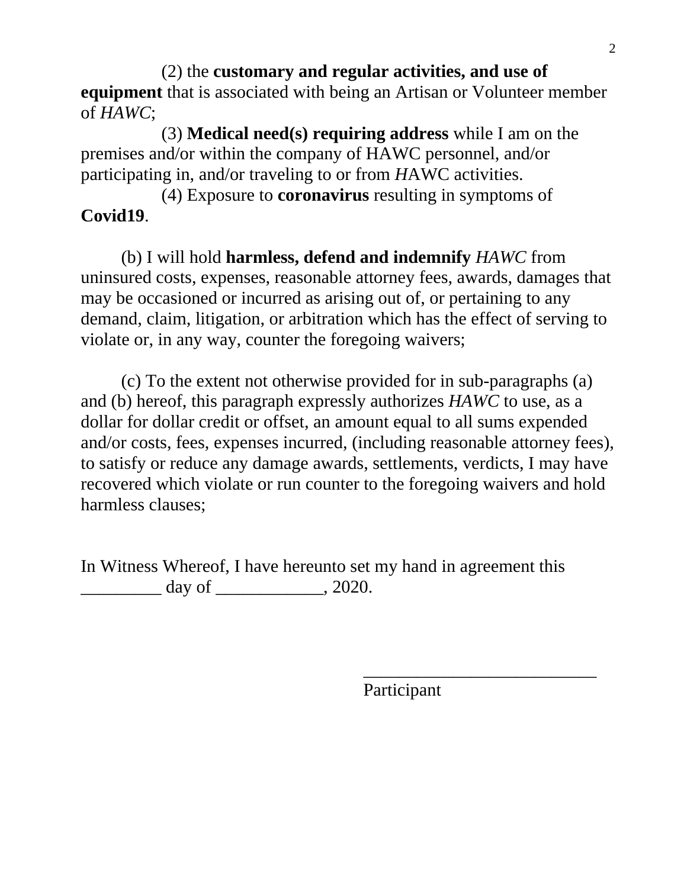(2) the **customary and regular activities, and use of equipment** that is associated with being an Artisan or Volunteer member of *HAWC*;

(3) **Medical need(s) requiring address** while I am on the premises and/or within the company of HAWC personnel, and/or participating in, and/or traveling to or from *H*AWC activities.

(4) Exposure to **coronavirus** resulting in symptoms of **Covid19**.

(b) I will hold **harmless, defend and indemnify** *HAWC* from uninsured costs, expenses, reasonable attorney fees, awards, damages that may be occasioned or incurred as arising out of, or pertaining to any demand, claim, litigation, or arbitration which has the effect of serving to violate or, in any way, counter the foregoing waivers;

(c) To the extent not otherwise provided for in sub-paragraphs (a) and (b) hereof, this paragraph expressly authorizes *HAWC* to use, as a dollar for dollar credit or offset, an amount equal to all sums expended and/or costs, fees, expenses incurred, (including reasonable attorney fees), to satisfy or reduce any damage awards, settlements, verdicts, I may have recovered which violate or run counter to the foregoing waivers and hold harmless clauses;

In Witness Whereof, I have hereunto set my hand in agreement this _________ day of ____________, 2020.

___________________________
Participant